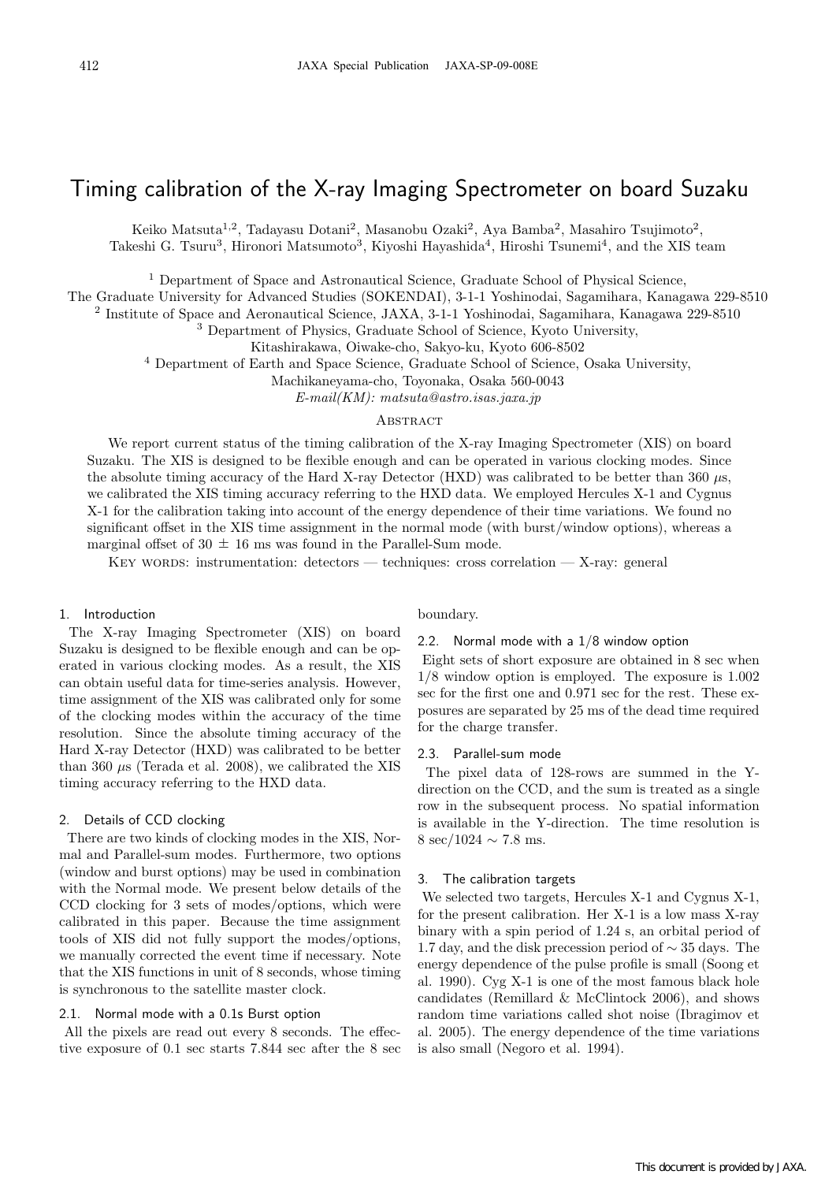# Timing calibration of the X-ray Imaging Spectrometer on board Suzaku

Keiko Matsuta[1,2], Tadayasu Dotani[2], Masanobu Ozaki[2], Aya Bamba[2], Masahiro Tsujimoto[2], Takeshi G. Tsuru[3], Hironori Matsumoto[3], Kiyoshi Hayashida[4], Hiroshi Tsunemi[4], and the XIS team

[1] Department of Space and Astronautical Science, Graduate School of Physical Science, The Graduate University for Advanced Studies (SOKENDAI), 3-1-1 Yoshinodai, Sagamihara, Kanagawa 229-8510

[2] Institute of Space and Aeronautical Science, JAXA, 3-1-1 Yoshinodai, Sagamihara, Kanagawa 229-8510

[3] Department of Physics, Graduate School of Science, Kyoto University, Kitashirakawa, Oiwake-cho, Sakyo-ku, Kyoto 606-8502

[4] Department of Earth and Space Science, Graduate School of Science, Osaka University, Machikaneyama-cho, Toyonaka, Osaka 560-0043

*E-mail(KM): matsuta@astro.isas.jaxa.jp*

## Abstract

We report current status of the timing calibration of the X-ray Imaging Spectrometer (XIS) on board Suzaku. The XIS is designed to be flexible enough and can be operated in various clocking modes. Since the absolute timing accuracy of the Hard X-ray Detector (HXD) was calibrated to be better than 360 $\mu$s, we calibrated the XIS timing accuracy referring to the HXD data. We employed Hercules X-1 and Cygnus X-1 for the calibration taking into account of the energy dependence of their time variations. We found no significant offset in the XIS time assignment in the normal mode (with burst/window options), whereas a marginal offset of 30 $\pm$ 16 ms was found in the Parallel-Sum mode.

Key words: instrumentation: detectors — techniques: cross correlation — X-ray: general

## 1. Introduction

The X-ray Imaging Spectrometer (XIS) on board Suzaku is designed to be flexible enough and can be operated in various clocking modes. As a result, the XIS can obtain useful data for time-series analysis. However, time assignment of the XIS was calibrated only for some of the clocking modes within the accuracy of the time resolution. Since the absolute timing accuracy of the Hard X-ray Detector (HXD) was calibrated to be better than 360 $\mu$s (Terada et al. 2008), we calibrated the XIS timing accuracy referring to the HXD data.

## 2. Details of CCD clocking

There are two kinds of clocking modes in the XIS, Normal and Parallel-sum modes. Furthermore, two options (window and burst options) may be used in combination with the Normal mode. We present below details of the CCD clocking for 3 sets of modes/options, which were calibrated in this paper. Because the time assignment tools of XIS did not fully support the modes/options, we manually corrected the event time if necessary. Note that the XIS functions in unit of 8 seconds, whose timing is synchronous to the satellite master clock.

### 2.1. Normal mode with a 0.1s Burst option

All the pixels are read out every 8 seconds. The effective exposure of 0.1 sec starts 7.844 sec after the 8 sec boundary.

### 2.2. Normal mode with a 1/8 window option

Eight sets of short exposure are obtained in 8 sec when 1/8 window option is employed. The exposure is 1.002 sec for the first one and 0.971 sec for the rest. These exposures are separated by 25 ms of the dead time required for the charge transfer.

### 2.3. Parallel-sum mode

The pixel data of 128-rows are summed in the Y-direction on the CCD, and the sum is treated as a single row in the subsequent process. No spatial information is available in the Y-direction. The time resolution is 8 sec/1024 $\sim$ 7.8 ms.

## 3. The calibration targets

We selected two targets, Hercules X-1 and Cygnus X-1, for the present calibration. Her X-1 is a low mass X-ray binary with a spin period of 1.24 s, an orbital period of 1.7 day, and the disk precession period of $\sim$ 35 days. The energy dependence of the pulse profile is small (Soong et al. 1990). Cyg X-1 is one of the most famous black hole candidates (Remillard & McClintock 2006), and shows random time variations called shot noise (Ibragimov et al. 2005). The energy dependence of the time variations is also small (Negoro et al. 1994).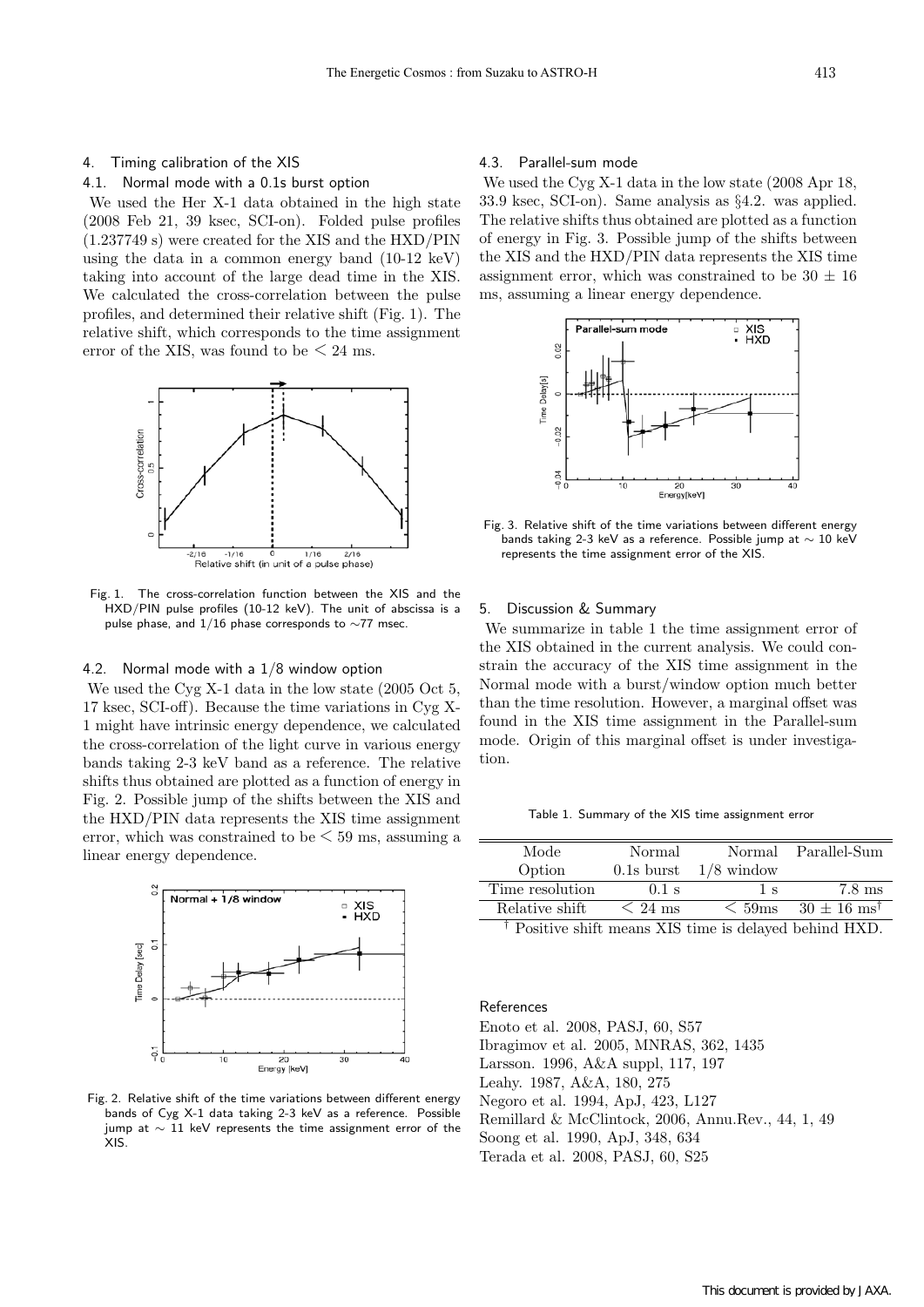## 4. Timing calibration of the XIS

### 4.1. Normal mode with a 0.1s burst option

We used the Her X-1 data obtained in the high state (2008 Feb 21, 39 ksec, SCI-on). Folded pulse profiles (1.237749 s) were created for the XIS and the HXD/PIN using the data in a common energy band (10-12 keV) taking into account of the large dead time in the XIS. We calculated the cross-correlation between the pulse profiles, and determined their relative shift (Fig. 1). The relative shift, which corresponds to the time assignment error of the XIS, was found to be < 24 ms.

Cross-correlation
0
0.5
1
-2/16 -1/16 0 1/16 2/16
Relative shift (in unit of a pulse phase)

Fig. 1. The cross-correlation function between the XIS and the HXD/PIN pulse profiles (10-12 keV). The unit of abscissa is a pulse phase, and 1/16 phase corresponds to ~77 msec.

### 4.2. Normal mode with a 1/8 window option

We used the Cyg X-1 data in the low state (2005 Oct 5, 17 ksec, SCI-off). Because the time variations in Cyg X-1 might have intrinsic energy dependence, we calculated the cross-correlation of the light curve in various energy bands taking 2-3 keV band as a reference. The relative shifts thus obtained are plotted as a function of energy in Fig. 2. Possible jump of the shifts between the XIS and the HXD/PIN data represents the XIS time assignment error, which was constrained to be < 59 ms, assuming a linear energy dependence.

Normal + 1/8 window
XIS
HXD
Time Delay [sec]
-0.1
0
0.1
0.2
0 10 20 30 40
Energy [keV]

Fig. 2. Relative shift of the time variations between different energy bands of Cyg X-1 data taking 2-3 keV as a reference. Possible jump at ~ 11 keV represents the time assignment error of the XIS.

### 4.3. Parallel-sum mode

We used the Cyg X-1 data in the low state (2008 Apr 18, 33.9 ksec, SCI-on). Same analysis as §4.2. was applied. The relative shifts thus obtained are plotted as a function of energy in Fig. 3. Possible jump of the shifts between the XIS and the HXD/PIN data represents the XIS time assignment error, which was constrained to be 30 ± 16 ms, assuming a linear energy dependence.

Parallel-sum mode
XIS
HXD
Time Delay[s]
-0.04
-0.02
0
0.02
0 10 20 30 40
Energy[keV]

Fig. 3. Relative shift of the time variations between different energy bands taking 2-3 keV as a reference. Possible jump at ~ 10 keV represents the time assignment error of the XIS.

## 5. Discussion & Summary

We summarize in table 1 the time assignment error of the XIS obtained in the current analysis. We could constrain the accuracy of the XIS time assignment in the Normal mode with a burst/window option much better than the time resolution. However, a marginal offset was found in the XIS time assignment in the Parallel-sum mode. Origin of this marginal offset is under investigation.

Table 1. Summary of the XIS time assignment error

| Mode | Normal | Normal | Parallel-Sum |
|---|---|---|---|
| Option | 0.1s burst | 1/8 window | |
| Time resolution | 0.1 s | 1 s | 7.8 ms |
| Relative shift | < 24 ms | < 59ms | 30 ± 16 ms[†] |

[†] Positive shift means XIS time is delayed behind HXD.

### References

Enoto et al. 2008, PASJ, 60, S57
Ibragimov et al. 2005, MNRAS, 362, 1435
Larsson. 1996, A&A suppl, 117, 197
Leahy. 1987, A&A, 180, 275
Negoro et al. 1994, ApJ, 423, L127
Remillard & McClintock, 2006, Annu.Rev., 44, 1, 49
Soong et al. 1990, ApJ, 348, 634
Terada et al. 2008, PASJ, 60, S25